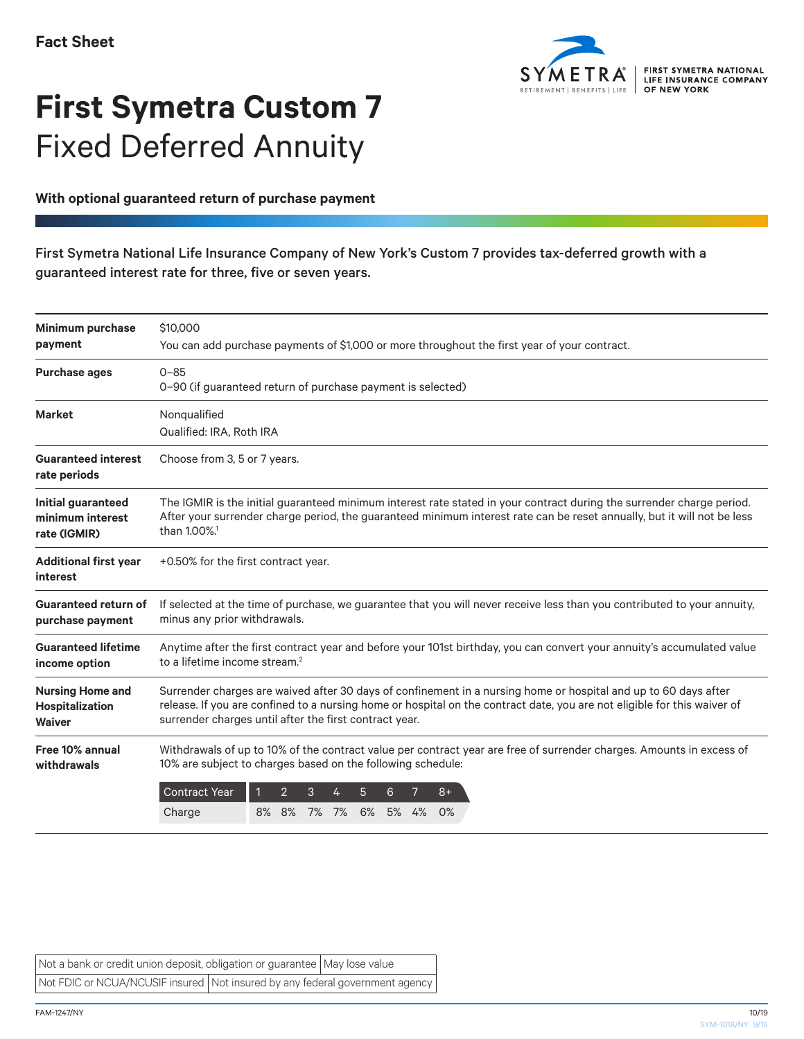**Fact Sheet**

FIRST SYMETRA NATIONAL LIFE INSURANCE COMPANY OF NEW YORK

# **First Symetra Custom 7**
# Fixed Deferred Annuity

**With optional guaranteed return of purchase payment**

First Symetra National Life Insurance Company of New York's Custom 7 provides tax-deferred growth with a guaranteed interest rate for three, five or seven years.

| | |
|---|---|
| **Minimum purchase payment** | $10,000<br>You can add purchase payments of $1,000 or more throughout the first year of your contract. |
| **Purchase ages** | 0–85<br>0–90 (if guaranteed return of purchase payment is selected) |
| **Market** | Nonqualified<br>Qualified: IRA, Roth IRA |
| **Guaranteed interest rate periods** | Choose from 3, 5 or 7 years. |
| **Initial guaranteed minimum interest rate (IGMIR)** | The IGMIR is the initial guaranteed minimum interest rate stated in your contract during the surrender charge period. After your surrender charge period, the guaranteed minimum interest rate can be reset annually, but it will not be less than 1.00%.[1] |
| **Additional first year interest** | +0.50% for the first contract year. |
| **Guaranteed return of purchase payment** | If selected at the time of purchase, we guarantee that you will never receive less than you contributed to your annuity, minus any prior withdrawals. |
| **Guaranteed lifetime income option** | Anytime after the first contract year and before your 101st birthday, you can convert your annuity's accumulated value to a lifetime income stream.[2] |
| **Nursing Home and Hospitalization Waiver** | Surrender charges are waived after 30 days of confinement in a nursing home or hospital and up to 60 days after release. If you are confined to a nursing home or hospital on the contract date, you are not eligible for this waiver of surrender charges until after the first contract year. |
| **Free 10% annual withdrawals** | Withdrawals of up to 10% of the contract value per contract year are free of surrender charges. Amounts in excess of 10% are subject to charges based on the following schedule: |

| Contract Year | 1 | 2 | 3 | 4 | 5 | 6 | 7 | 8+ |
|---|---|---|---|---|---|---|---|---|
| Charge | 8% | 8% | 7% | 7% | 6% | 5% | 4% | 0% |

| | |
|---|---|
| Not a bank or credit union deposit, obligation or guarantee | May lose value |
| Not FDIC or NCUA/NCUSIF insured | Not insured by any federal government agency |

FAM-1247/NY 10/19
SYM-1018/NY 9/15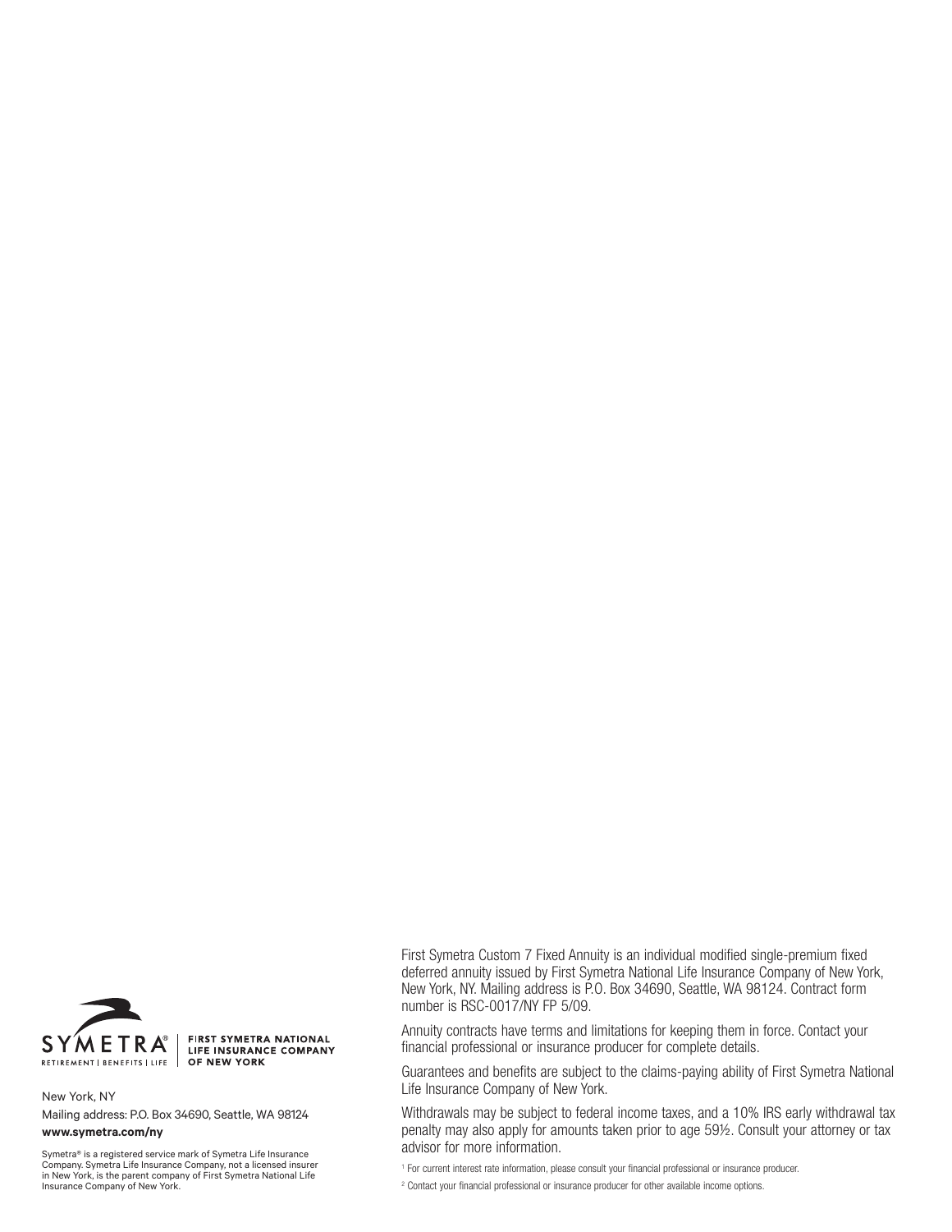SYMETRA®
RETIREMENT | BENEFITS | LIFE

FIRST SYMETRA NATIONAL LIFE INSURANCE COMPANY OF NEW YORK

New York, NY

Mailing address: P.O. Box 34690, Seattle, WA 98124

**www.symetra.com/ny**

Symetra® is a registered service mark of Symetra Life Insurance Company. Symetra Life Insurance Company, not a licensed insurer in New York, is the parent company of First Symetra National Life Insurance Company of New York.

First Symetra Custom 7 Fixed Annuity is an individual modified single-premium fixed deferred annuity issued by First Symetra National Life Insurance Company of New York, New York, NY. Mailing address is P.O. Box 34690, Seattle, WA 98124. Contract form number is RSC-0017/NY FP 5/09.

Annuity contracts have terms and limitations for keeping them in force. Contact your financial professional or insurance producer for complete details.

Guarantees and benefits are subject to the claims-paying ability of First Symetra National Life Insurance Company of New York.

Withdrawals may be subject to federal income taxes, and a 10% IRS early withdrawal tax penalty may also apply for amounts taken prior to age 59½. Consult your attorney or tax advisor for more information.

[1] For current interest rate information, please consult your financial professional or insurance producer.

[2] Contact your financial professional or insurance producer for other available income options.